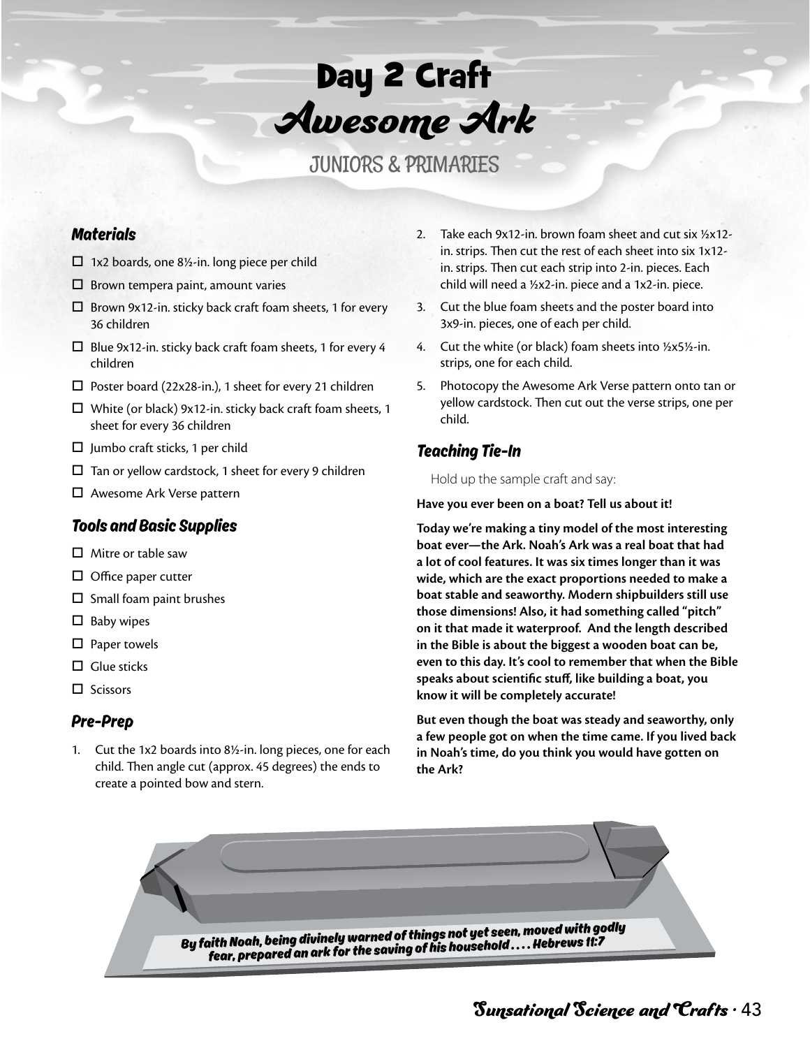# Day 2 Craft
## *Awesome Ark*

JUNIORS & PRIMARIES

### *Materials*

- ☐ 1x2 boards, one 8½-in. long piece per child
- ☐ Brown tempera paint, amount varies
- ☐ Brown 9x12-in. sticky back craft foam sheets, 1 for every 36 children
- ☐ Blue 9x12-in. sticky back craft foam sheets, 1 for every 4 children
- ☐ Poster board (22x28-in.), 1 sheet for every 21 children
- ☐ White (or black) 9x12-in. sticky back craft foam sheets, 1 sheet for every 36 children
- ☐ Jumbo craft sticks, 1 per child
- ☐ Tan or yellow cardstock, 1 sheet for every 9 children
- ☐ Awesome Ark Verse pattern

### *Tools and Basic Supplies*

- ☐ Mitre or table saw
- ☐ Office paper cutter
- ☐ Small foam paint brushes
- ☐ Baby wipes
- ☐ Paper towels
- ☐ Glue sticks
- ☐ Scissors

### *Pre-Prep*

1. Cut the 1x2 boards into 8½-in. long pieces, one for each child. Then angle cut (approx. 45 degrees) the ends to create a pointed bow and stern.
2. Take each 9x12-in. brown foam sheet and cut six ½x12-in. strips. Then cut the rest of each sheet into six 1x12-in. strips. Then cut each strip into 2-in. pieces. Each child will need a ½x2-in. piece and a 1x2-in. piece.
3. Cut the blue foam sheets and the poster board into 3x9-in. pieces, one of each per child.
4. Cut the white (or black) foam sheets into ½x5½-in. strips, one for each child.
5. Photocopy the Awesome Ark Verse pattern onto tan or yellow cardstock. Then cut out the verse strips, one per child.

### *Teaching Tie-In*

Hold up the sample craft and say:

**Have you ever been on a boat? Tell us about it!**

**Today we're making a tiny model of the most interesting boat ever—the Ark. Noah's Ark was a real boat that had a lot of cool features. It was six times longer than it was wide, which are the exact proportions needed to make a boat stable and seaworthy. Modern shipbuilders still use those dimensions! Also, it had something called "pitch" on it that made it waterproof. And the length described in the Bible is about the biggest a wooden boat can be, even to this day. It's cool to remember that when the Bible speaks about scientific stuff, like building a boat, you know it will be completely accurate!**

**But even though the boat was steady and seaworthy, only a few people got on when the time came. If you lived back in Noah's time, do you think you would have gotten on the Ark?**

*By faith Noah, being divinely warned of things not yet seen, moved with godly fear, prepared an ark for the saving of his household . . . . Hebrews 11:7*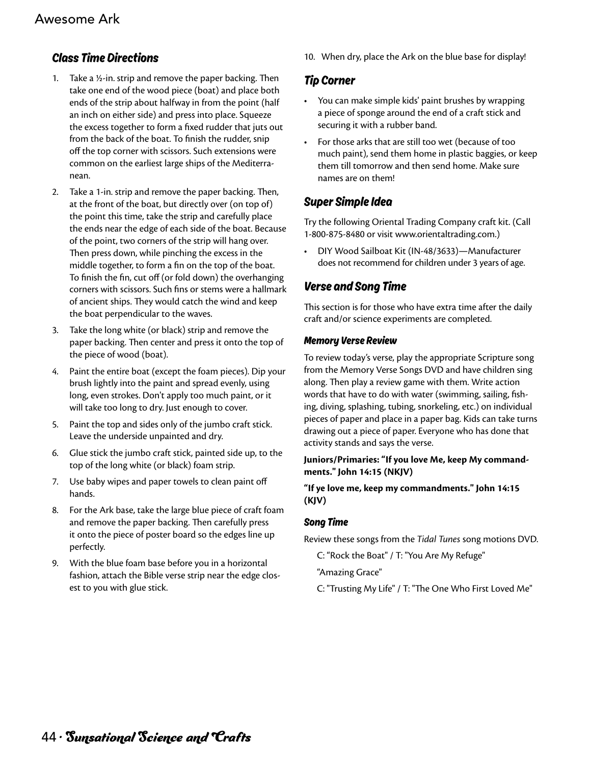# Awesome Ark

## Class Time Directions

1. Take a ½-in. strip and remove the paper backing. Then take one end of the wood piece (boat) and place both ends of the strip about halfway in from the point (half an inch on either side) and press into place. Squeeze the excess together to form a fixed rudder that juts out from the back of the boat. To finish the rudder, snip off the top corner with scissors. Such extensions were common on the earliest large ships of the Mediterranean.
2. Take a 1-in. strip and remove the paper backing. Then, at the front of the boat, but directly over (on top of) the point this time, take the strip and carefully place the ends near the edge of each side of the boat. Because of the point, two corners of the strip will hang over. Then press down, while pinching the excess in the middle together, to form a fin on the top of the boat. To finish the fin, cut off (or fold down) the overhanging corners with scissors. Such fins or stems were a hallmark of ancient ships. They would catch the wind and keep the boat perpendicular to the waves.
3. Take the long white (or black) strip and remove the paper backing. Then center and press it onto the top of the piece of wood (boat).
4. Paint the entire boat (except the foam pieces). Dip your brush lightly into the paint and spread evenly, using long, even strokes. Don't apply too much paint, or it will take too long to dry. Just enough to cover.
5. Paint the top and sides only of the jumbo craft stick. Leave the underside unpainted and dry.
6. Glue stick the jumbo craft stick, painted side up, to the top of the long white (or black) foam strip.
7. Use baby wipes and paper towels to clean paint off hands.
8. For the Ark base, take the large blue piece of craft foam and remove the paper backing. Then carefully press it onto the piece of poster board so the edges line up perfectly.
9. With the blue foam base before you in a horizontal fashion, attach the Bible verse strip near the edge closest to you with glue stick.
10. When dry, place the Ark on the blue base for display!

## Tip Corner

- You can make simple kids' paint brushes by wrapping a piece of sponge around the end of a craft stick and securing it with a rubber band.
- For those arks that are still too wet (because of too much paint), send them home in plastic baggies, or keep them till tomorrow and then send home. Make sure names are on them!

## Super Simple Idea

Try the following Oriental Trading Company craft kit. (Call 1-800-875-8480 or visit www.orientaltrading.com.)

- DIY Wood Sailboat Kit (IN-48/3633)—Manufacturer does not recommend for children under 3 years of age.

## Verse and Song Time

This section is for those who have extra time after the daily craft and/or science experiments are completed.

### Memory Verse Review

To review today's verse, play the appropriate Scripture song from the Memory Verse Songs DVD and have children sing along. Then play a review game with them. Write action words that have to do with water (swimming, sailing, fishing, diving, splashing, tubing, snorkeling, etc.) on individual pieces of paper and place in a paper bag. Kids can take turns drawing out a piece of paper. Everyone who has done that activity stands and says the verse.

**Juniors/Primaries: "If you love Me, keep My commandments." John 14:15 (NKJV)**

**"If ye love me, keep my commandments." John 14:15 (KJV)**

### Song Time

Review these songs from the *Tidal Tunes* song motions DVD.

C: "Rock the Boat" / T: "You Are My Refuge"

"Amazing Grace"

C: "Trusting My Life" / T: "The One Who First Loved Me"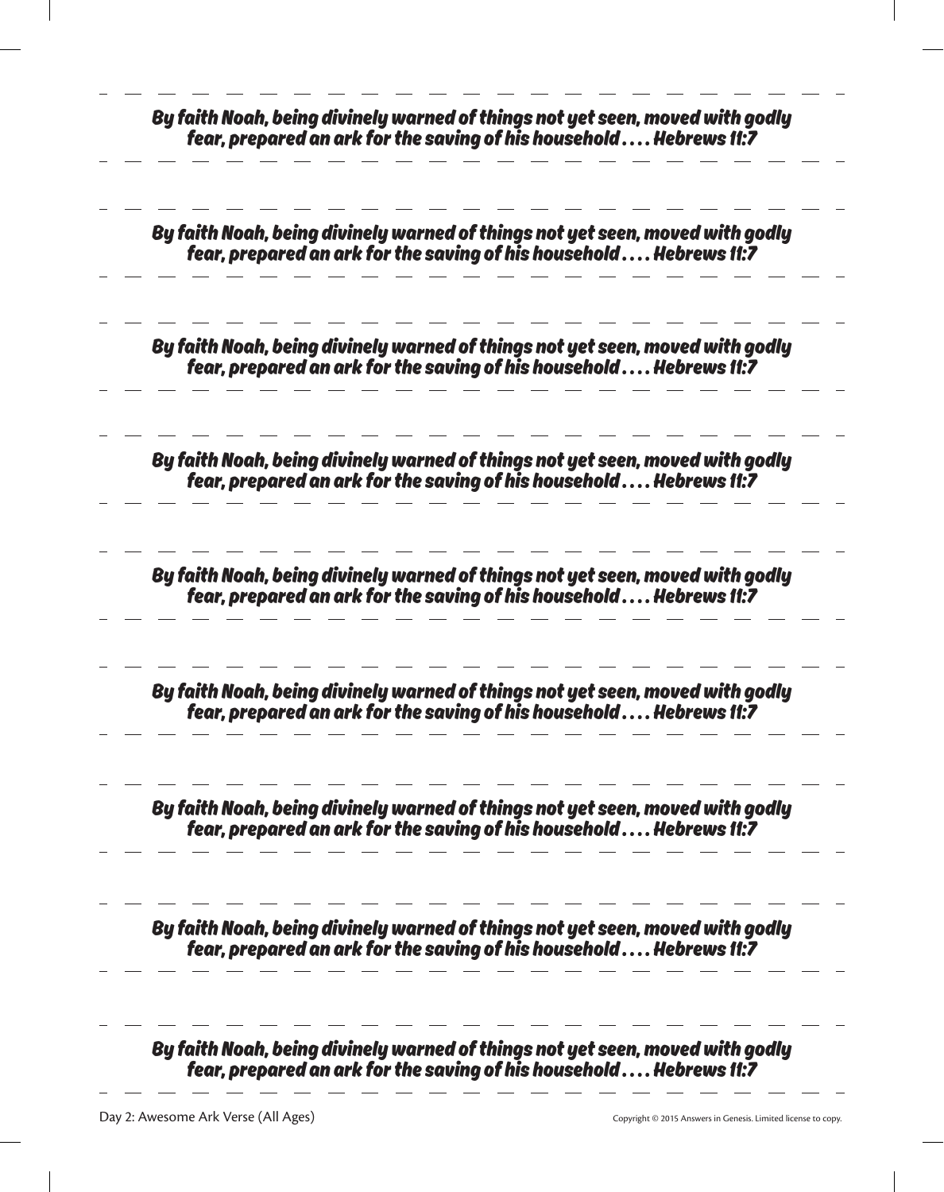***By faith Noah, being divinely warned of things not yet seen, moved with godly fear, prepared an ark for the saving of his household . . . . Hebrews 11:7***

***By faith Noah, being divinely warned of things not yet seen, moved with godly fear, prepared an ark for the saving of his household . . . . Hebrews 11:7***

***By faith Noah, being divinely warned of things not yet seen, moved with godly fear, prepared an ark for the saving of his household . . . . Hebrews 11:7***

***By faith Noah, being divinely warned of things not yet seen, moved with godly fear, prepared an ark for the saving of his household . . . . Hebrews 11:7***

***By faith Noah, being divinely warned of things not yet seen, moved with godly fear, prepared an ark for the saving of his household . . . . Hebrews 11:7***

***By faith Noah, being divinely warned of things not yet seen, moved with godly fear, prepared an ark for the saving of his household . . . . Hebrews 11:7***

***By faith Noah, being divinely warned of things not yet seen, moved with godly fear, prepared an ark for the saving of his household . . . . Hebrews 11:7***

***By faith Noah, being divinely warned of things not yet seen, moved with godly fear, prepared an ark for the saving of his household . . . . Hebrews 11:7***

***By faith Noah, being divinely warned of things not yet seen, moved with godly fear, prepared an ark for the saving of his household . . . . Hebrews 11:7***

Day 2: Awesome Ark Verse (All Ages)

Copyright © 2015 Answers in Genesis. Limited license to copy.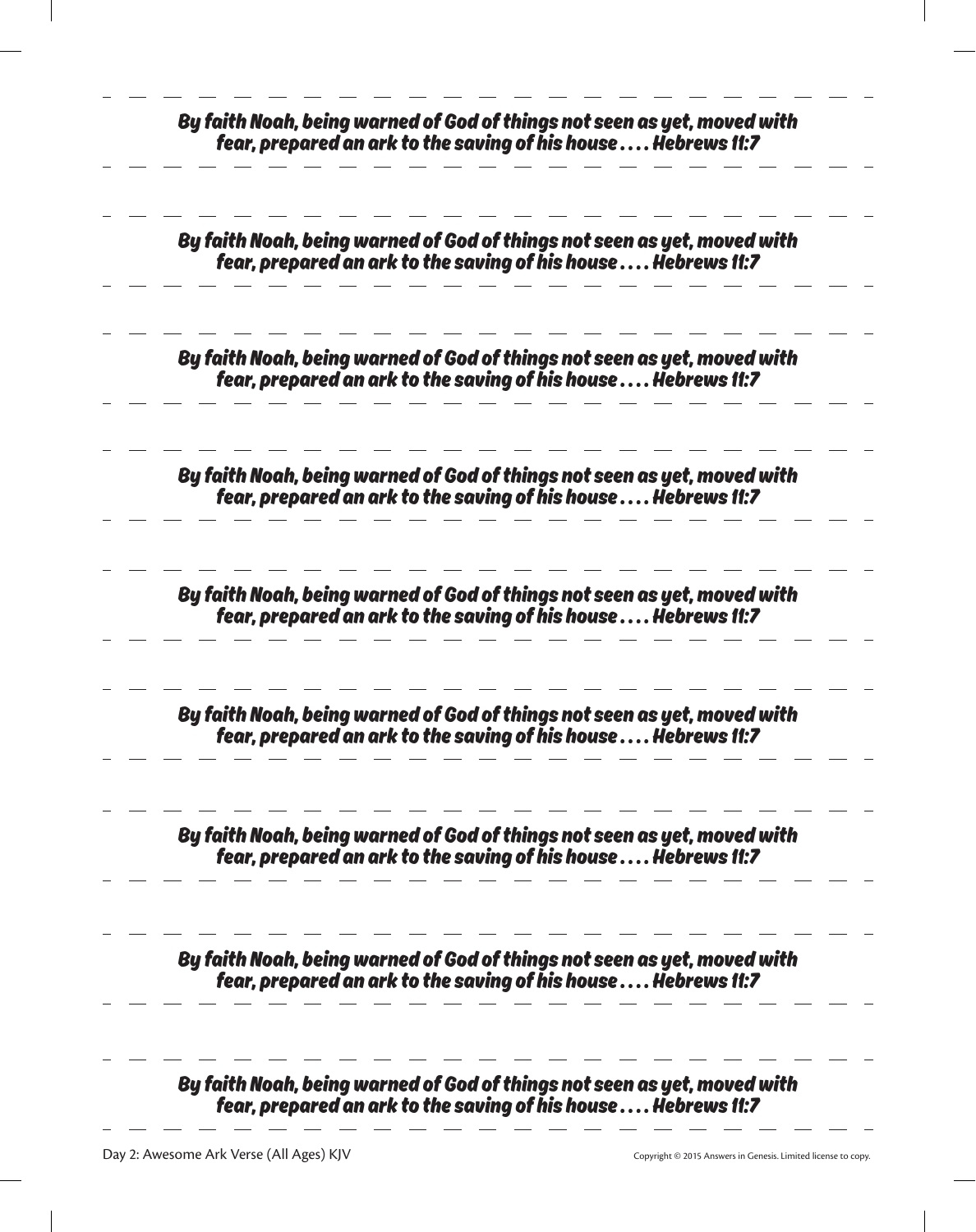***By faith Noah, being warned of God of things not seen as yet, moved with fear, prepared an ark to the saving of his house . . . . Hebrews 11:7***

***By faith Noah, being warned of God of things not seen as yet, moved with fear, prepared an ark to the saving of his house . . . . Hebrews 11:7***

***By faith Noah, being warned of God of things not seen as yet, moved with fear, prepared an ark to the saving of his house . . . . Hebrews 11:7***

***By faith Noah, being warned of God of things not seen as yet, moved with fear, prepared an ark to the saving of his house . . . . Hebrews 11:7***

***By faith Noah, being warned of God of things not seen as yet, moved with fear, prepared an ark to the saving of his house . . . . Hebrews 11:7***

***By faith Noah, being warned of God of things not seen as yet, moved with fear, prepared an ark to the saving of his house . . . . Hebrews 11:7***

***By faith Noah, being warned of God of things not seen as yet, moved with fear, prepared an ark to the saving of his house . . . . Hebrews 11:7***

***By faith Noah, being warned of God of things not seen as yet, moved with fear, prepared an ark to the saving of his house . . . . Hebrews 11:7***

***By faith Noah, being warned of God of things not seen as yet, moved with fear, prepared an ark to the saving of his house . . . . Hebrews 11:7***

Day 2: Awesome Ark Verse (All Ages) KJV

Copyright © 2015 Answers in Genesis. Limited license to copy.